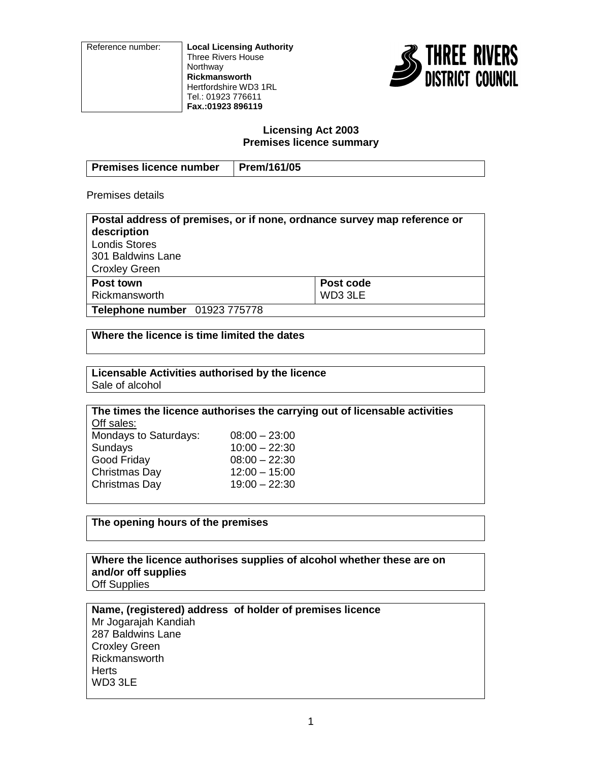| Reference number: | **Local Licensing Authority**<br>Three Rivers House<br>Northway<br>**Rickmansworth**<br>Hertfordshire WD3 1RL<br>Tel.: 01923 776611<br>**Fax.:01923 896119** |
|---|---|

THREE RIVERS DISTRICT COUNCIL

## Licensing Act 2003
## Premises licence summary

| **Premises licence number** | **Prem/161/05** |
|---|---|

Premises details

| **Postal address of premises, or if none, ordnance survey map reference or description**<br>Londis Stores<br>301 Baldwins Lane<br>Croxley Green | |
|---|---|
| **Post town**<br>Rickmansworth | **Post code**<br>WD3 3LE |
| **Telephone number** 01923 775778 | |

| **Where the licence is time limited the dates** |
|---|

| **Licensable Activities authorised by the licence** |
|---|
| Sale of alcohol |

**The times the licence authorises the carrying out of licensable activities**

Off sales:

| | |
|---|---|
| Mondays to Saturdays: | 08:00 – 23:00 |
| Sundays | 10:00 – 22:30 |
| Good Friday | 08:00 – 22:30 |
| Christmas Day | 12:00 – 15:00 |
| Christmas Day | 19:00 – 22:30 |

| **The opening hours of the premises** |
|---|

| **Where the licence authorises supplies of alcohol whether these are on and/or off supplies** |
|---|
| Off Supplies |

**Name, (registered) address of holder of premises licence**

Mr Jogarajah Kandiah
287 Baldwins Lane
Croxley Green
Rickmansworth
Herts
WD3 3LE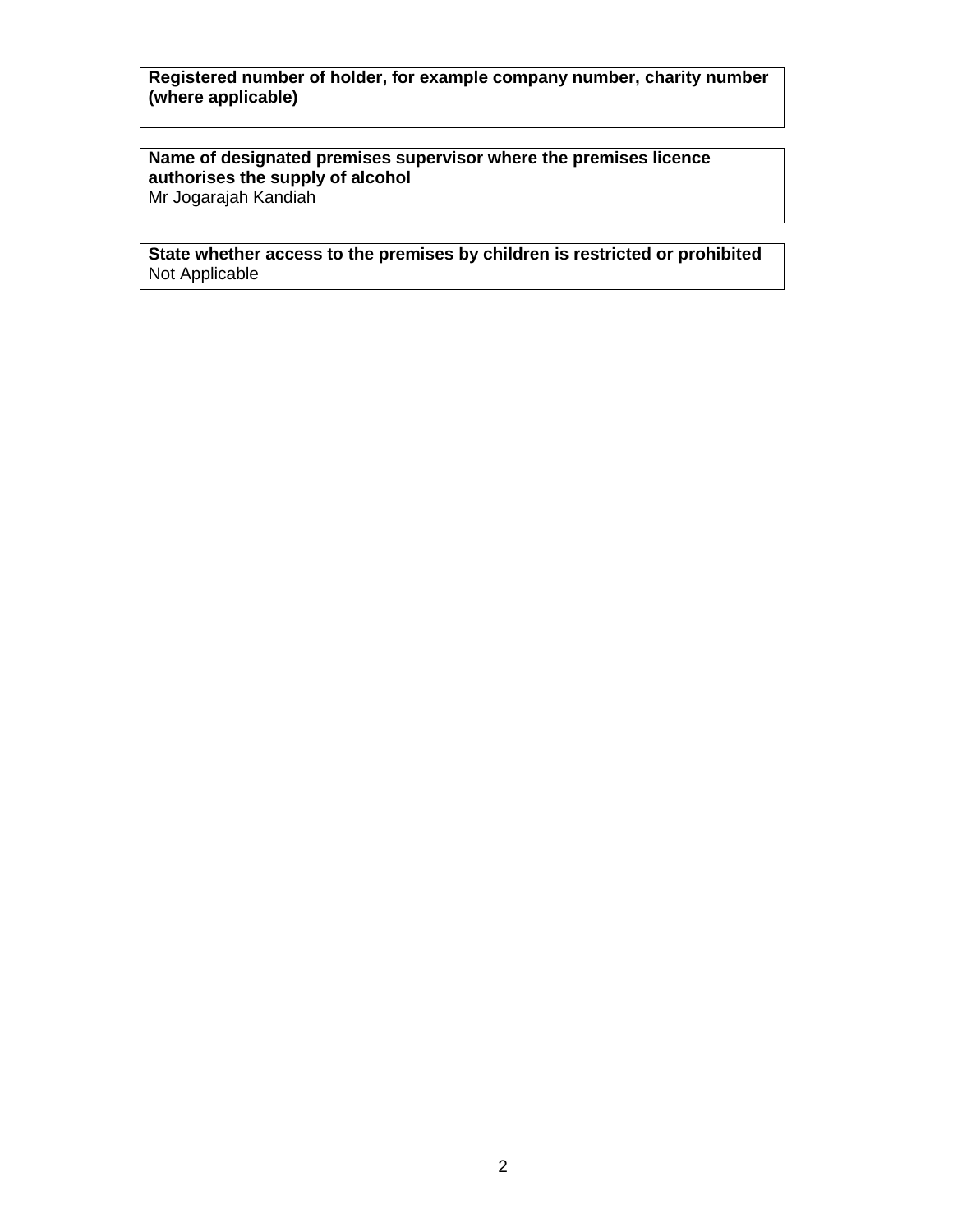**Registered number of holder, for example company number, charity number (where applicable)**

**Name of designated premises supervisor where the premises licence authorises the supply of alcohol**
Mr Jogarajah Kandiah

**State whether access to the premises by children is restricted or prohibited**
Not Applicable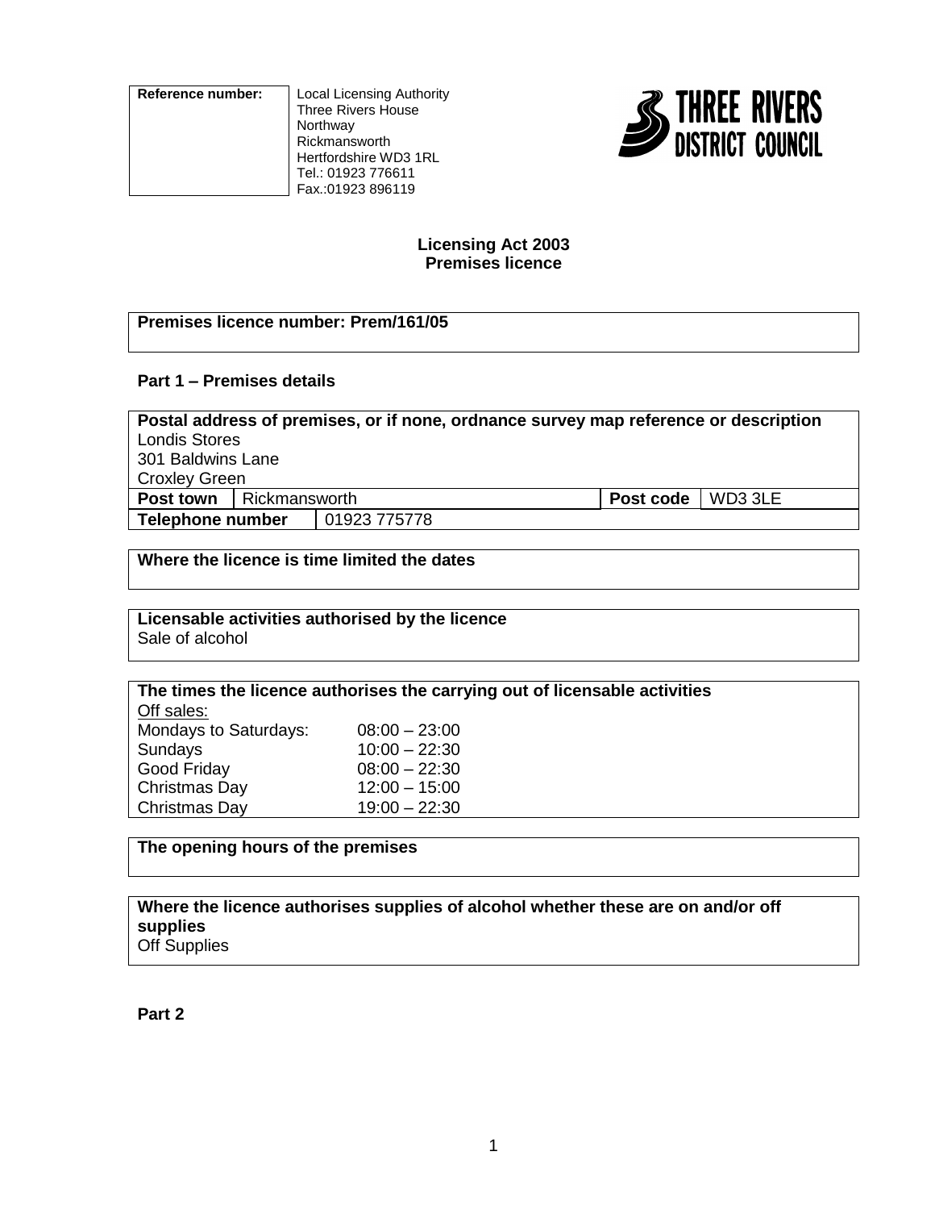| Reference number: | Local Licensing Authority<br>Three Rivers House<br>Northway<br>Rickmansworth<br>Hertfordshire WD3 1RL<br>Tel.: 01923 776611<br>Fax.:01923 896119 |
|---|---|
| | |

THREE RIVERS DISTRICT COUNCIL

**Licensing Act 2003**
**Premises licence**

**Premises licence number: Prem/161/05**

**Part 1 – Premises details**

| **Postal address of premises, or if none, ordnance survey map reference or description**<br>Londis Stores<br>301 Baldwins Lane<br>Croxley Green | | | |
|---|---|---|---|
| **Post town** | Rickmansworth | **Post code** | WD3 3LE |
| **Telephone number** | 01923 775778 | | |

**Where the licence is time limited the dates**

**Licensable activities authorised by the licence**
Sale of alcohol

**The times the licence authorises the carrying out of licensable activities**

Off sales:

| | |
|---|---|
| Mondays to Saturdays: | 08:00 – 23:00 |
| Sundays | 10:00 – 22:30 |
| Good Friday | 08:00 – 22:30 |
| Christmas Day | 12:00 – 15:00 |
| Christmas Day | 19:00 – 22:30 |

**The opening hours of the premises**

**Where the licence authorises supplies of alcohol whether these are on and/or off supplies**
Off Supplies

**Part 2**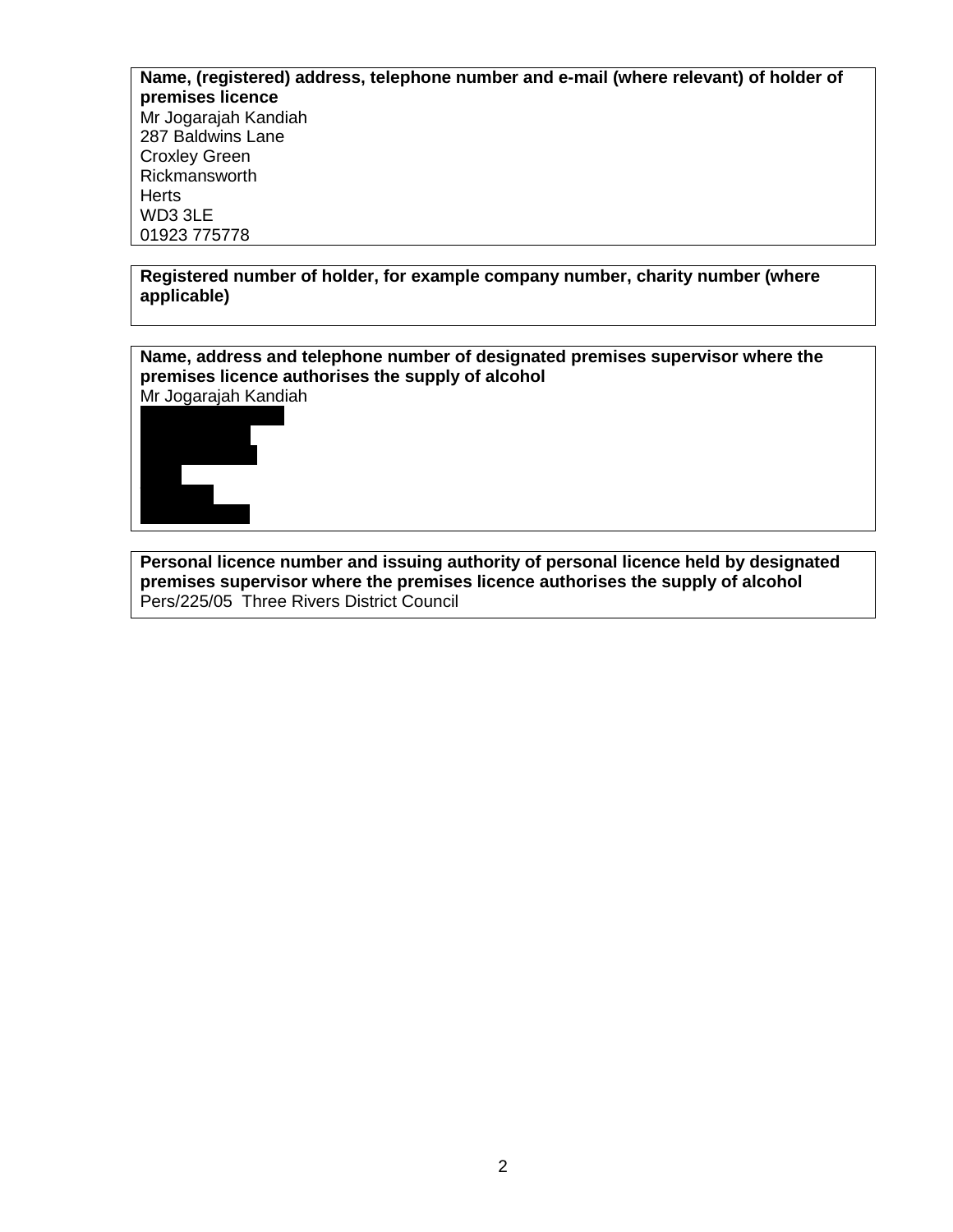**Name, (registered) address, telephone number and e-mail (where relevant) of holder of premises licence**
Mr Jogarajah Kandiah
287 Baldwins Lane
Croxley Green
Rickmansworth
Herts
WD3 3LE
01923 775778

**Registered number of holder, for example company number, charity number (where applicable)**

**Name, address and telephone number of designated premises supervisor where the premises licence authorises the supply of alcohol**
Mr Jogarajah Kandiah

**Personal licence number and issuing authority of personal licence held by designated premises supervisor where the premises licence authorises the supply of alcohol**
Pers/225/05 Three Rivers District Council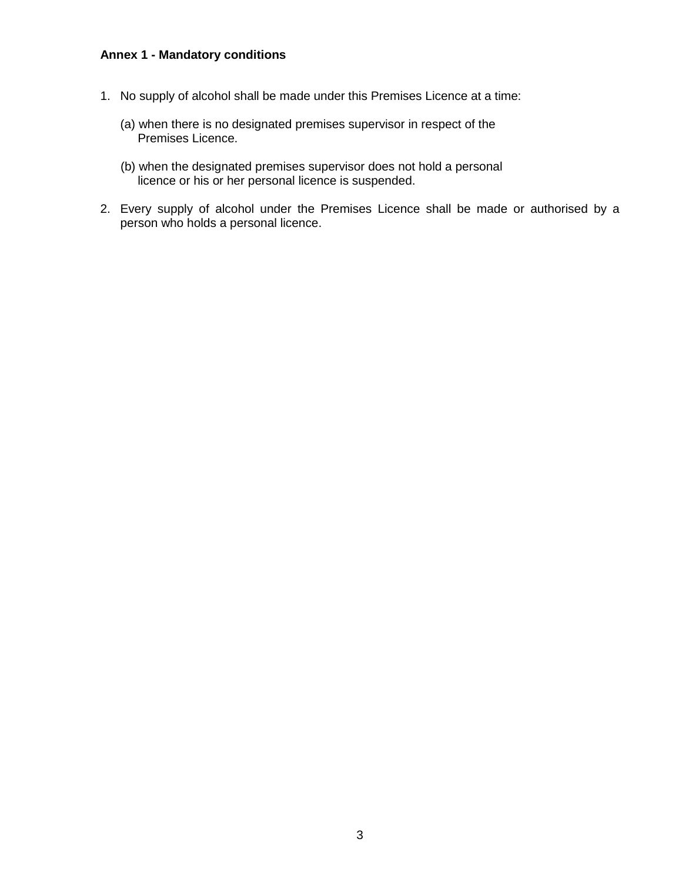**Annex 1 - Mandatory conditions**

1. No supply of alcohol shall be made under this Premises Licence at a time:

   (a) when there is no designated premises supervisor in respect of the Premises Licence.

   (b) when the designated premises supervisor does not hold a personal licence or his or her personal licence is suspended.

2. Every supply of alcohol under the Premises Licence shall be made or authorised by a person who holds a personal licence.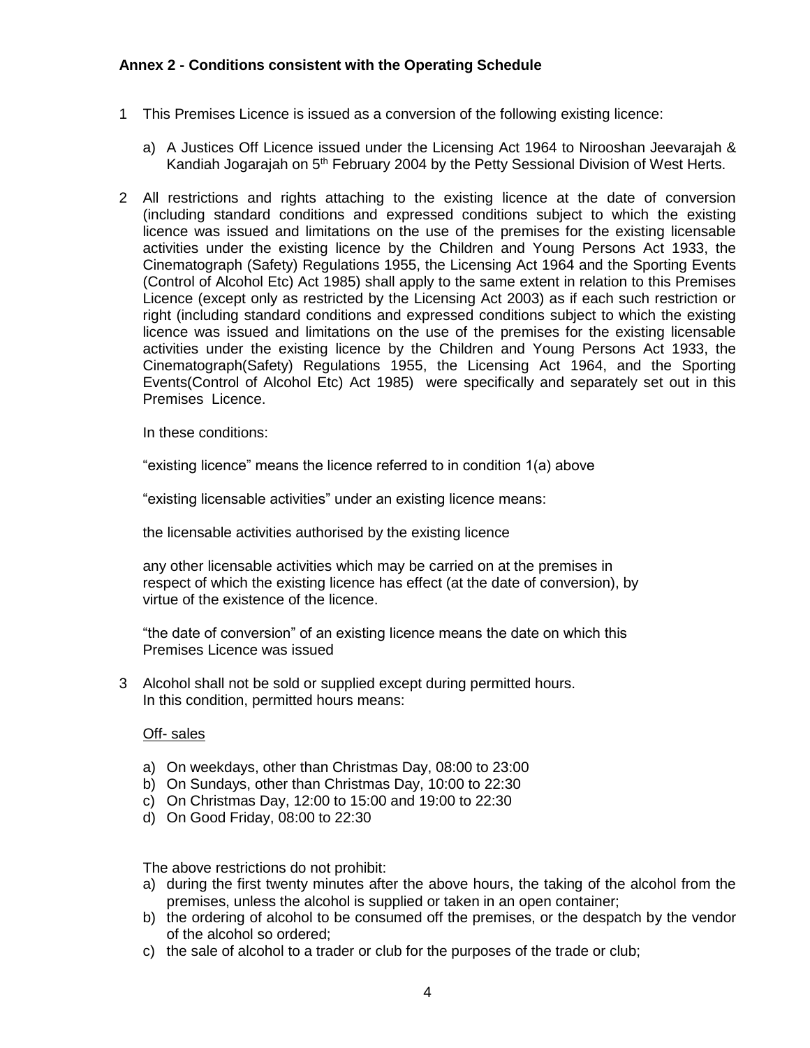**Annex 2 - Conditions consistent with the Operating Schedule**

1 This Premises Licence is issued as a conversion of the following existing licence:

   a) A Justices Off Licence issued under the Licensing Act 1964 to Nirooshan Jeevarajah & Kandiah Jogarajah on 5th February 2004 by the Petty Sessional Division of West Herts.

2 All restrictions and rights attaching to the existing licence at the date of conversion (including standard conditions and expressed conditions subject to which the existing licence was issued and limitations on the use of the premises for the existing licensable activities under the existing licence by the Children and Young Persons Act 1933, the Cinematograph (Safety) Regulations 1955, the Licensing Act 1964 and the Sporting Events (Control of Alcohol Etc) Act 1985) shall apply to the same extent in relation to this Premises Licence (except only as restricted by the Licensing Act 2003) as if each such restriction or right (including standard conditions and expressed conditions subject to which the existing licence was issued and limitations on the use of the premises for the existing licensable activities under the existing licence by the Children and Young Persons Act 1933, the Cinematograph(Safety) Regulations 1955, the Licensing Act 1964, and the Sporting Events(Control of Alcohol Etc) Act 1985) were specifically and separately set out in this Premises Licence.

   In these conditions:

   "existing licence" means the licence referred to in condition 1(a) above

   "existing licensable activities" under an existing licence means:

   the licensable activities authorised by the existing licence

   any other licensable activities which may be carried on at the premises in respect of which the existing licence has effect (at the date of conversion), by virtue of the existence of the licence.

   "the date of conversion" of an existing licence means the date on which this Premises Licence was issued

3 Alcohol shall not be sold or supplied except during permitted hours.
   In this condition, permitted hours means:

   Off- sales

   a) On weekdays, other than Christmas Day, 08:00 to 23:00
   b) On Sundays, other than Christmas Day, 10:00 to 22:30
   c) On Christmas Day, 12:00 to 15:00 and 19:00 to 22:30
   d) On Good Friday, 08:00 to 22:30

   The above restrictions do not prohibit:

   a) during the first twenty minutes after the above hours, the taking of the alcohol from the premises, unless the alcohol is supplied or taken in an open container;
   b) the ordering of alcohol to be consumed off the premises, or the despatch by the vendor of the alcohol so ordered;
   c) the sale of alcohol to a trader or club for the purposes of the trade or club;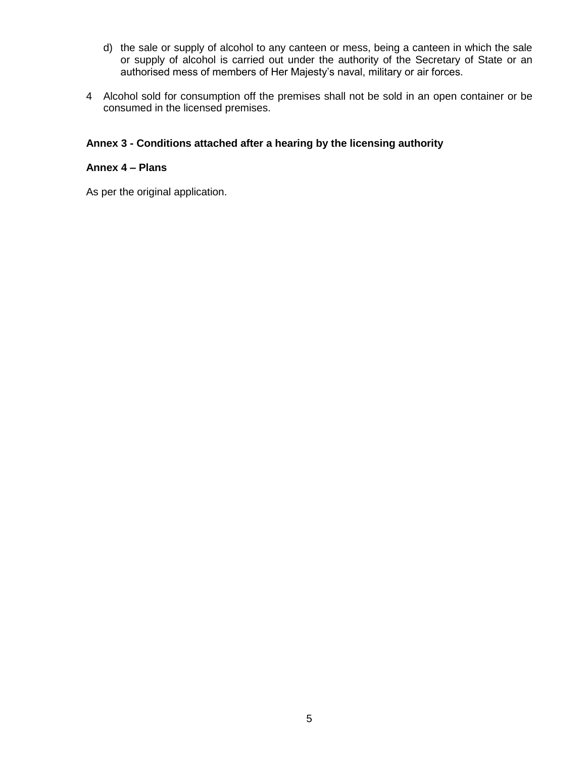d) the sale or supply of alcohol to any canteen or mess, being a canteen in which the sale or supply of alcohol is carried out under the authority of the Secretary of State or an authorised mess of members of Her Majesty's naval, military or air forces.

4 Alcohol sold for consumption off the premises shall not be sold in an open container or be consumed in the licensed premises.

**Annex 3 - Conditions attached after a hearing by the licensing authority**

**Annex 4 – Plans**

As per the original application.